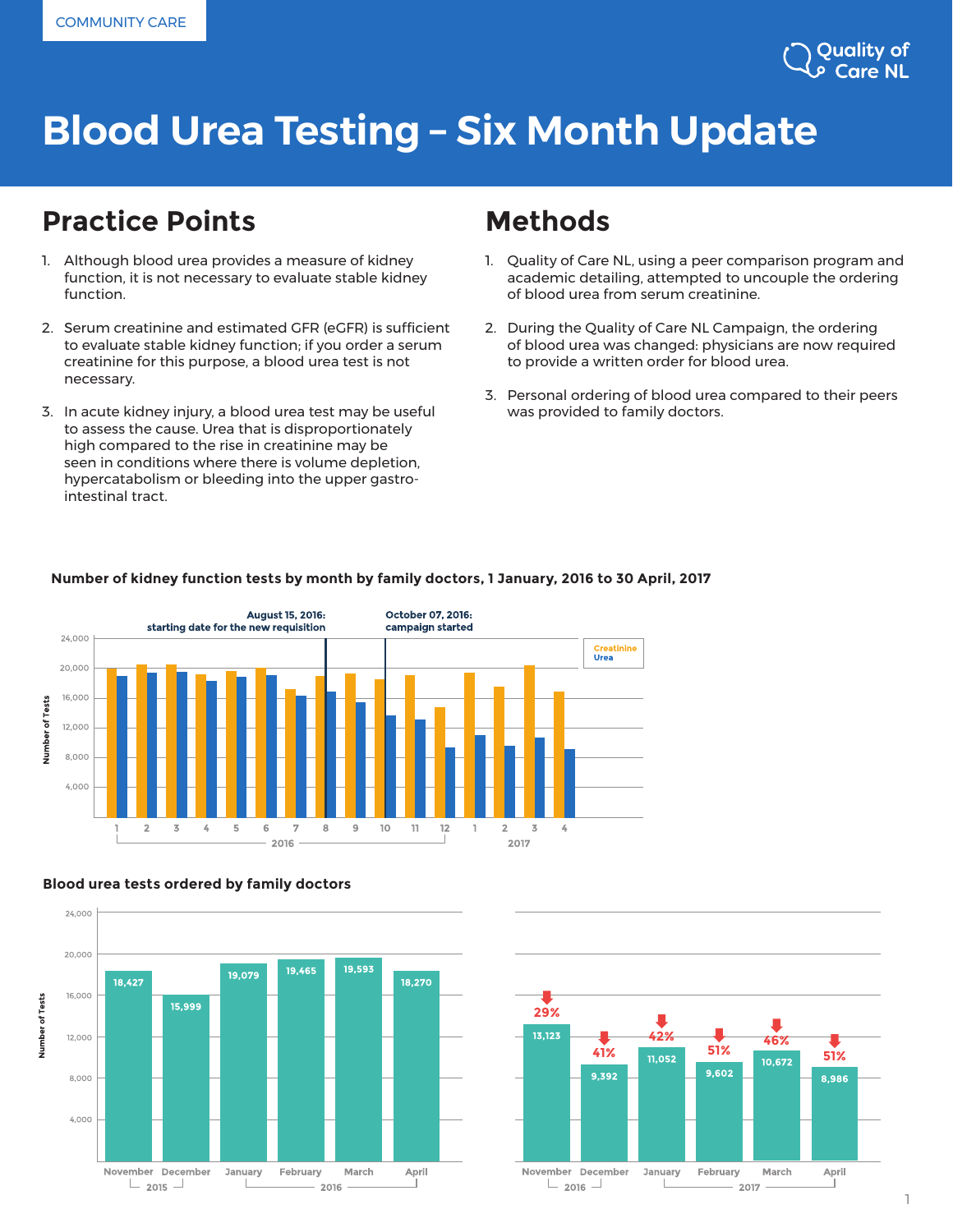COMMUNITY CARE

Quality of Care NL

# Blood Urea Testing – Six Month Update

## Practice Points

1. Although blood urea provides a measure of kidney function, it is not necessary to evaluate stable kidney function.
2. Serum creatinine and estimated GFR (eGFR) is sufficient to evaluate stable kidney function; if you order a serum creatinine for this purpose, a blood urea test is not necessary.
3. In acute kidney injury, a blood urea test may be useful to assess the cause. Urea that is disproportionately high compared to the rise in creatinine may be seen in conditions where there is volume depletion, hypercatabolism or bleeding into the upper gastro-intestinal tract.

## Methods

1. Quality of Care NL, using a peer comparison program and academic detailing, attempted to uncouple the ordering of blood urea from serum creatinine.
2. During the Quality of Care NL Campaign, the ordering of blood urea was changed: physicians are now required to provide a written order for blood urea.
3. Personal ordering of blood urea compared to their peers was provided to family doctors.

**Number of kidney function tests by month by family doctors, 1 January, 2016 to 30 April, 2017**

August 15, 2016: starting date for the new requisition

October 07, 2016: campaign started

Legend: Creatinine, Urea

**Blood urea tests ordered by family doctors**

| Month | Number of Tests |
|---|---|
| November 2015 | 18,427 |
| December 2015 | 15,999 |
| January 2016 | 19,079 |
| February 2016 | 19,465 |
| March 2016 | 19,593 |
| April 2016 | 18,270 |

| Month | Number of Tests | Decrease |
|---|---|---|
| November 2016 | 13,123 | 29% |
| December 2016 | 9,392 | 41% |
| January 2017 | 11,052 | 42% |
| February 2017 | 9,602 | 51% |
| March 2017 | 10,672 | 46% |
| April 2017 | 8,986 | 51% |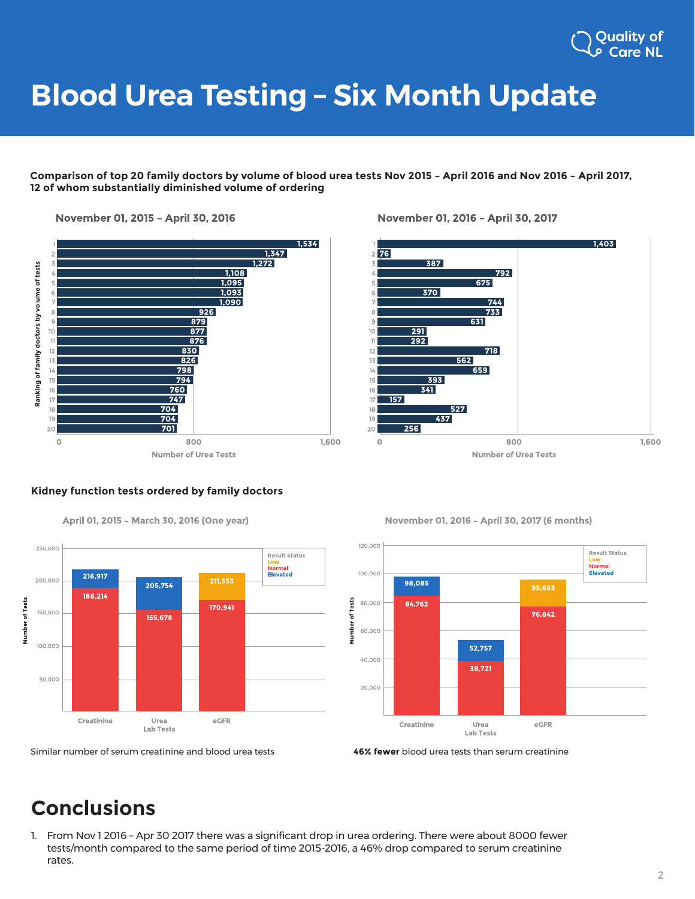# Blood Urea Testing – Six Month Update

Quality of Care NL

**Comparison of top 20 family doctors by volume of blood urea tests Nov 2015 – April 2016 and Nov 2016 – April 2017, 12 of whom substantially diminished volume of ordering**

November 01, 2015 – April 30, 2016

Ranking of family doctors by volume of tests

1 1,534
2 1,347
3 1,272
4 1,108
5 1,095
6 1,093
7 1,090
8 926
9 879
10 877
11 876
12 830
13 826
14 798
15 794
16 760
17 747
18 704
19 704
20 701

0 800 1,600

Number of Urea Tests

November 01, 2016 – April 30, 2017

1 1,403
2 76
3 387
4 792
5 675
6 370
7 744
8 733
9 631
10 291
11 292
12 718
13 562
14 659
15 393
16 341
17 157
18 527
19 437
20 256

0 800 1,600

Number of Urea Tests

**Kidney function tests ordered by family doctors**

April 01, 2015 – March 30, 2016 (One year)

Result Status: Low, Normal, Elevated

Number of Tests

250,000 200,000 150,000 100,000 50,000

Creatinine: 216,917; 188,214
Urea Lab Tests: 205,754; 155,678
eGFR: 211,553; 170,941

Similar number of serum creatinine and blood urea tests

November 01, 2016 – April 30, 2017 (6 months)

Result Status: Low, Normal, Elevated

Number of Tests

120,000 100,000 80,000 60,000 40,000 20,000

Creatinine: 98,085; 84,762
Urea Lab Tests: 52,757; 38,721
eGFR: 95,683; 76,842

**46% fewer** blood urea tests than serum creatinine

# Conclusions

1. From Nov 1 2016 – Apr 30 2017 there was a significant drop in urea ordering. There were about 8000 fewer tests/month compared to the same period of time 2015-2016, a 46% drop compared to serum creatinine rates.